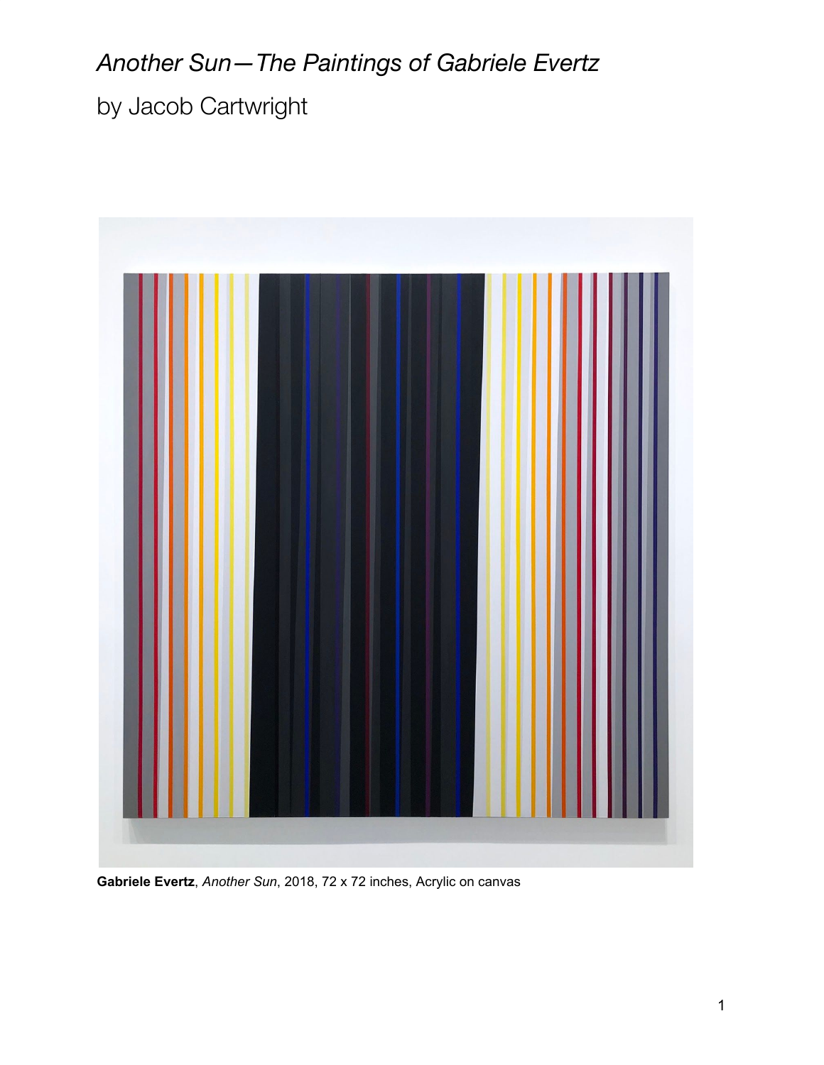# *Another Sun—The Paintings of Gabriele Evertz*

by Jacob Cartwright

**Gabriele Evertz**, *Another Sun*, 2018, 72 x 72 inches, Acrylic on canvas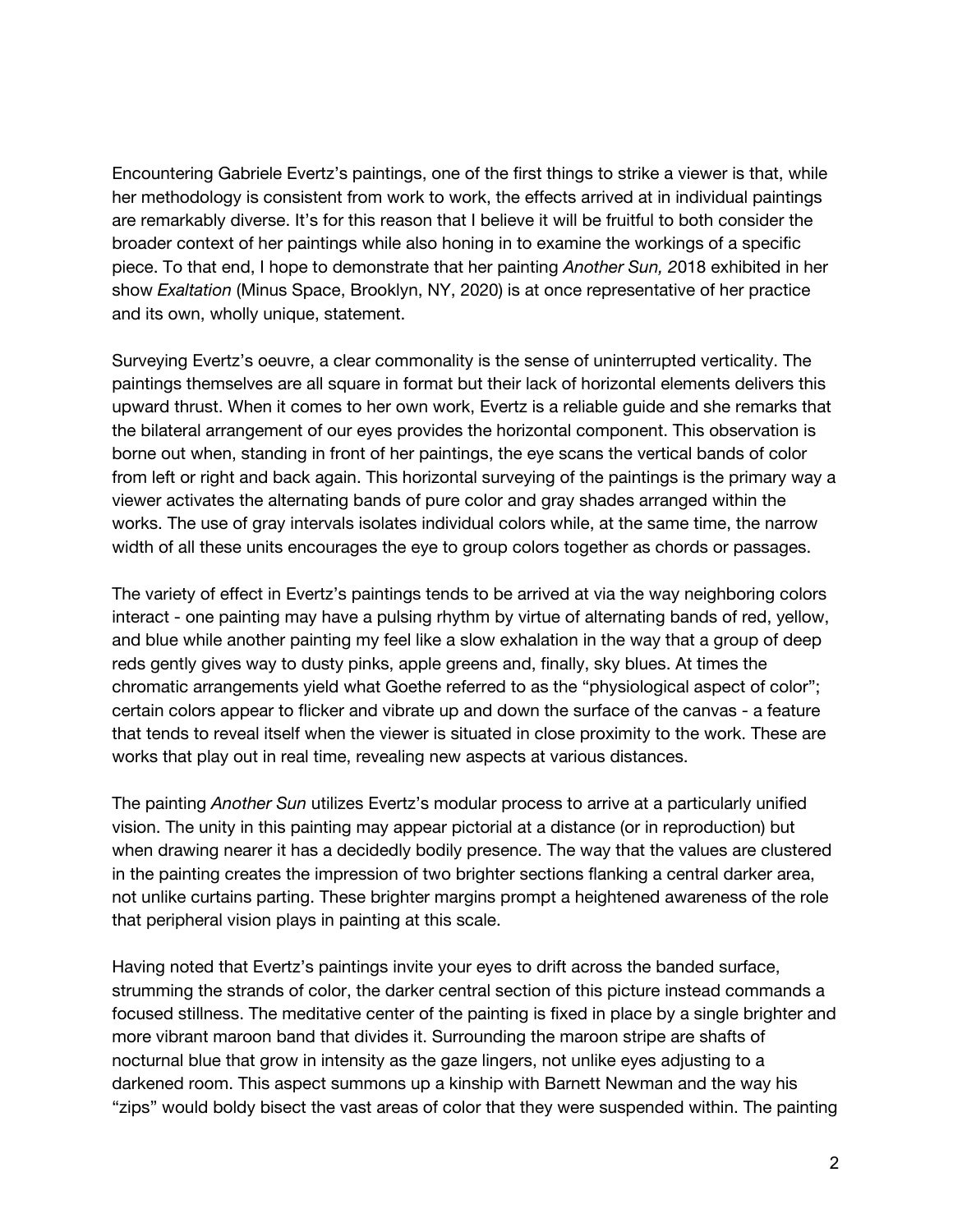Encountering Gabriele Evertz's paintings, one of the first things to strike a viewer is that, while her methodology is consistent from work to work, the effects arrived at in individual paintings are remarkably diverse. It's for this reason that I believe it will be fruitful to both consider the broader context of her paintings while also honing in to examine the workings of a specific piece. To that end, I hope to demonstrate that her painting *Another Sun, 2*018 exhibited in her show *Exaltation* (Minus Space, Brooklyn, NY, 2020) is at once representative of her practice and its own, wholly unique, statement.

Surveying Evertz's oeuvre, a clear commonality is the sense of uninterrupted verticality. The paintings themselves are all square in format but their lack of horizontal elements delivers this upward thrust. When it comes to her own work, Evertz is a reliable guide and she remarks that the bilateral arrangement of our eyes provides the horizontal component. This observation is borne out when, standing in front of her paintings, the eye scans the vertical bands of color from left or right and back again. This horizontal surveying of the paintings is the primary way a viewer activates the alternating bands of pure color and gray shades arranged within the works. The use of gray intervals isolates individual colors while, at the same time, the narrow width of all these units encourages the eye to group colors together as chords or passages.

The variety of effect in Evertz's paintings tends to be arrived at via the way neighboring colors interact - one painting may have a pulsing rhythm by virtue of alternating bands of red, yellow, and blue while another painting my feel like a slow exhalation in the way that a group of deep reds gently gives way to dusty pinks, apple greens and, finally, sky blues. At times the chromatic arrangements yield what Goethe referred to as the "physiological aspect of color"; certain colors appear to flicker and vibrate up and down the surface of the canvas - a feature that tends to reveal itself when the viewer is situated in close proximity to the work. These are works that play out in real time, revealing new aspects at various distances.

The painting *Another Sun* utilizes Evertz's modular process to arrive at a particularly unified vision. The unity in this painting may appear pictorial at a distance (or in reproduction) but when drawing nearer it has a decidedly bodily presence. The way that the values are clustered in the painting creates the impression of two brighter sections flanking a central darker area, not unlike curtains parting. These brighter margins prompt a heightened awareness of the role that peripheral vision plays in painting at this scale.

Having noted that Evertz's paintings invite your eyes to drift across the banded surface, strumming the strands of color, the darker central section of this picture instead commands a focused stillness. The meditative center of the painting is fixed in place by a single brighter and more vibrant maroon band that divides it. Surrounding the maroon stripe are shafts of nocturnal blue that grow in intensity as the gaze lingers, not unlike eyes adjusting to a darkened room. This aspect summons up a kinship with Barnett Newman and the way his "zips" would boldy bisect the vast areas of color that they were suspended within. The painting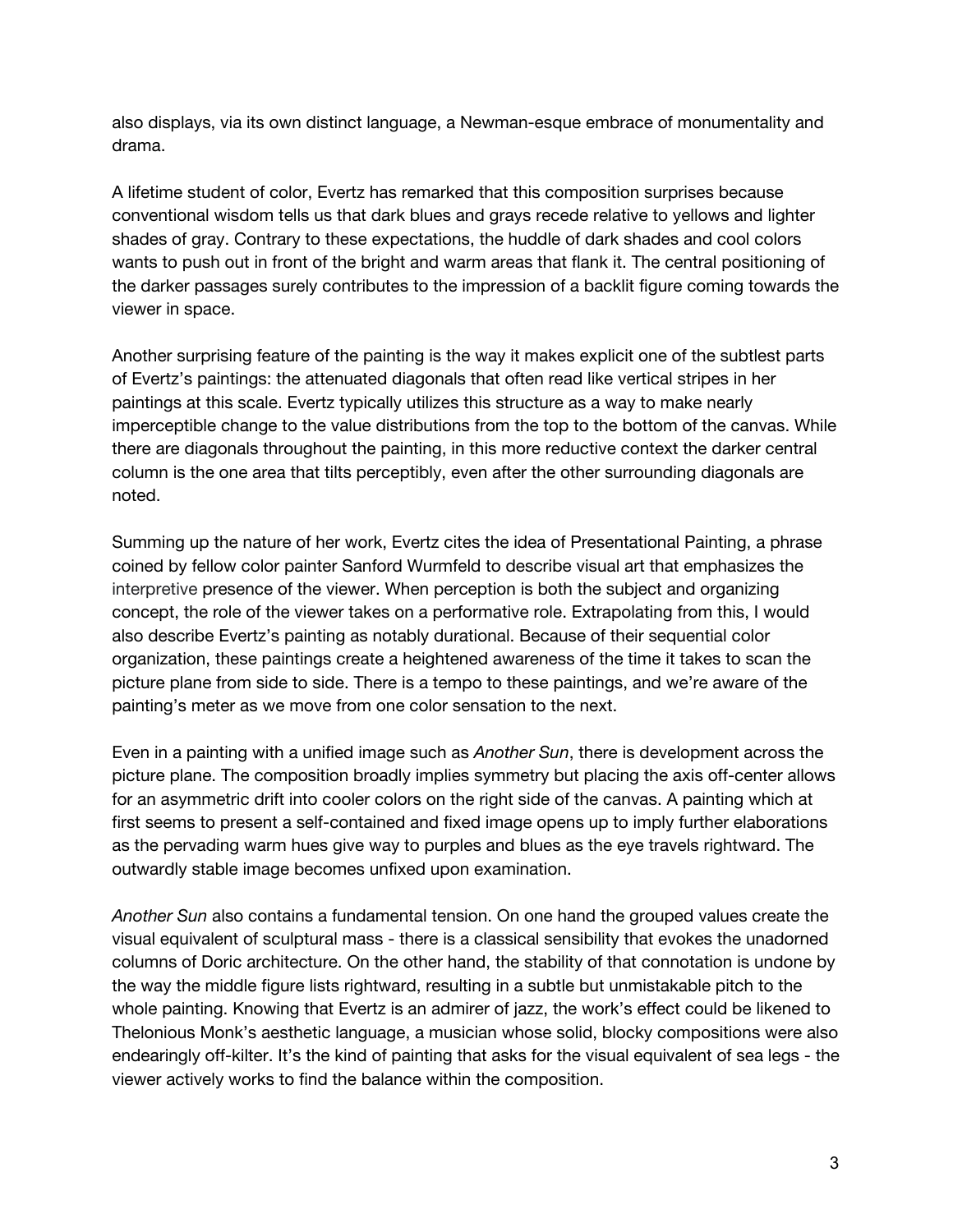also displays, via its own distinct language, a Newman-esque embrace of monumentality and drama.

A lifetime student of color, Evertz has remarked that this composition surprises because conventional wisdom tells us that dark blues and grays recede relative to yellows and lighter shades of gray. Contrary to these expectations, the huddle of dark shades and cool colors wants to push out in front of the bright and warm areas that flank it. The central positioning of the darker passages surely contributes to the impression of a backlit figure coming towards the viewer in space.

Another surprising feature of the painting is the way it makes explicit one of the subtlest parts of Evertz's paintings: the attenuated diagonals that often read like vertical stripes in her paintings at this scale. Evertz typically utilizes this structure as a way to make nearly imperceptible change to the value distributions from the top to the bottom of the canvas. While there are diagonals throughout the painting, in this more reductive context the darker central column is the one area that tilts perceptibly, even after the other surrounding diagonals are noted.

Summing up the nature of her work, Evertz cites the idea of Presentational Painting, a phrase coined by fellow color painter Sanford Wurmfeld to describe visual art that emphasizes the interpretive presence of the viewer. When perception is both the subject and organizing concept, the role of the viewer takes on a performative role. Extrapolating from this, I would also describe Evertz's painting as notably durational. Because of their sequential color organization, these paintings create a heightened awareness of the time it takes to scan the picture plane from side to side. There is a tempo to these paintings, and we're aware of the painting's meter as we move from one color sensation to the next.

Even in a painting with a unified image such as *Another Sun*, there is development across the picture plane. The composition broadly implies symmetry but placing the axis off-center allows for an asymmetric drift into cooler colors on the right side of the canvas. A painting which at first seems to present a self-contained and fixed image opens up to imply further elaborations as the pervading warm hues give way to purples and blues as the eye travels rightward. The outwardly stable image becomes unfixed upon examination.

*Another Sun* also contains a fundamental tension. On one hand the grouped values create the visual equivalent of sculptural mass - there is a classical sensibility that evokes the unadorned columns of Doric architecture. On the other hand, the stability of that connotation is undone by the way the middle figure lists rightward, resulting in a subtle but unmistakable pitch to the whole painting. Knowing that Evertz is an admirer of jazz, the work's effect could be likened to Thelonious Monk's aesthetic language, a musician whose solid, blocky compositions were also endearingly off-kilter. It's the kind of painting that asks for the visual equivalent of sea legs - the viewer actively works to find the balance within the composition.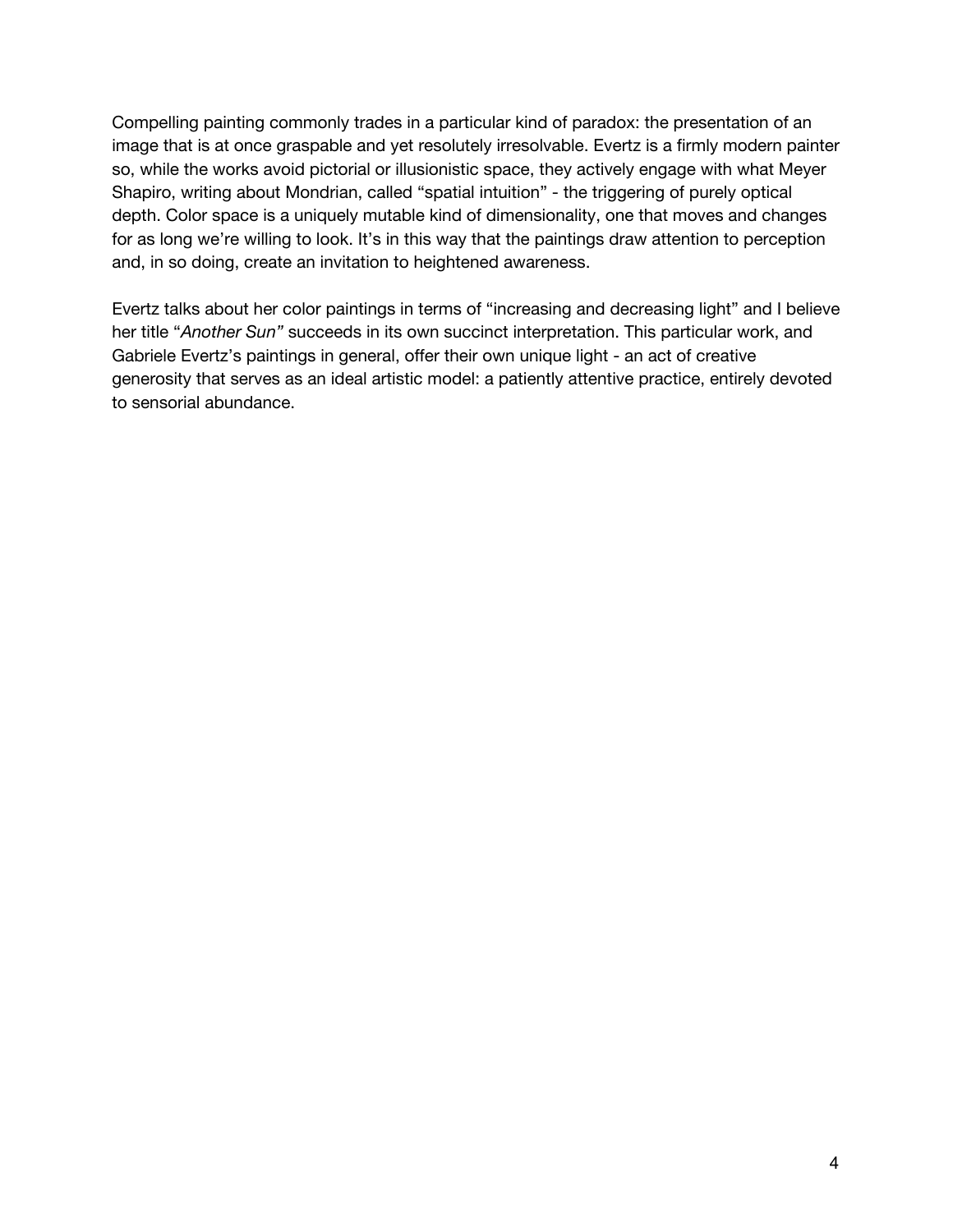Compelling painting commonly trades in a particular kind of paradox: the presentation of an image that is at once graspable and yet resolutely irresolvable. Evertz is a firmly modern painter so, while the works avoid pictorial or illusionistic space, they actively engage with what Meyer Shapiro, writing about Mondrian, called “spatial intuition” - the triggering of purely optical depth. Color space is a uniquely mutable kind of dimensionality, one that moves and changes for as long we’re willing to look. It’s in this way that the paintings draw attention to perception and, in so doing, create an invitation to heightened awareness.

Evertz talks about her color paintings in terms of “increasing and decreasing light” and I believe her title “*Another Sun”* succeeds in its own succinct interpretation. This particular work, and Gabriele Evertz’s paintings in general, offer their own unique light - an act of creative generosity that serves as an ideal artistic model: a patiently attentive practice, entirely devoted to sensorial abundance.